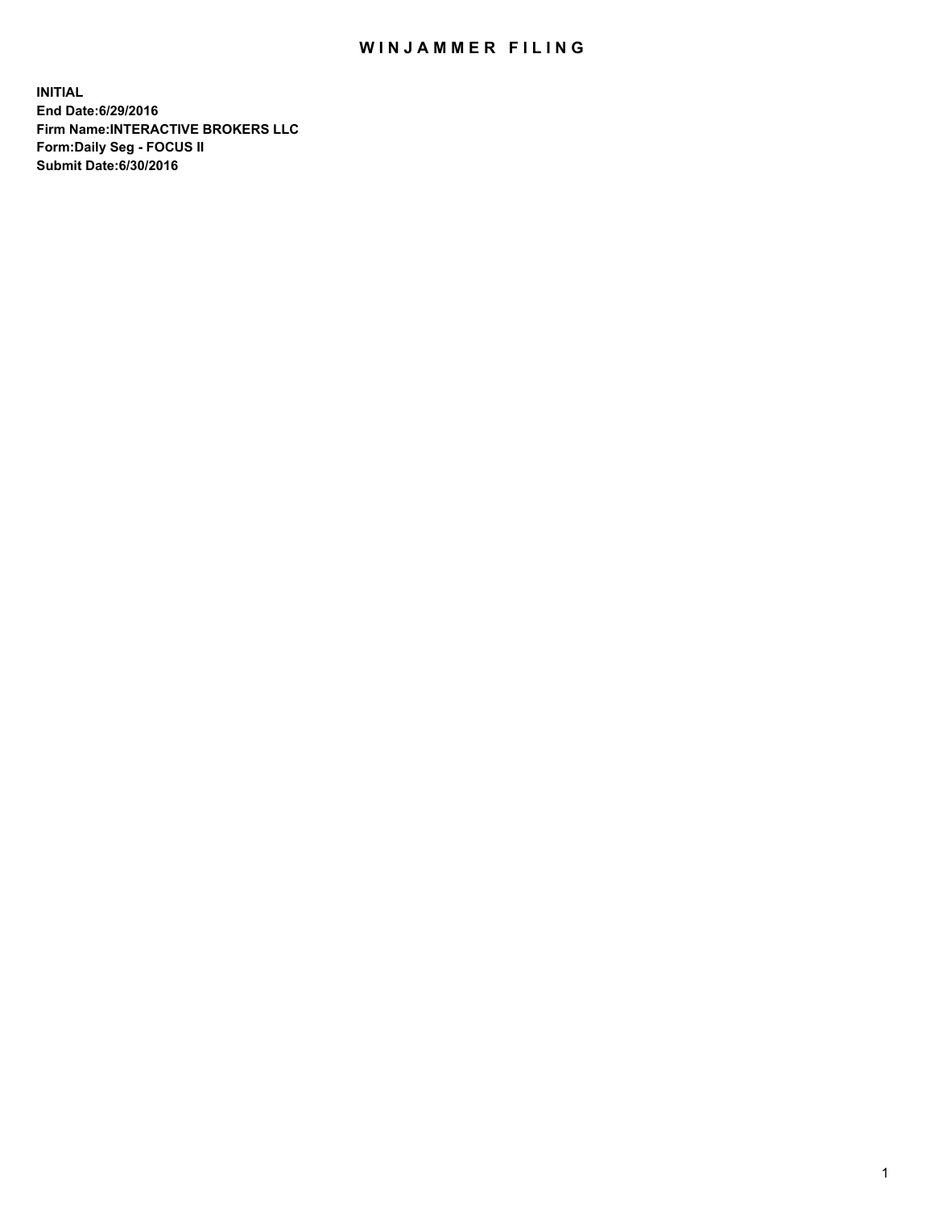# WINJAMMER FILING

**INITIAL**
**End Date:6/29/2016**
**Firm Name:INTERACTIVE BROKERS LLC**
**Form:Daily Seg - FOCUS II**
**Submit Date:6/30/2016**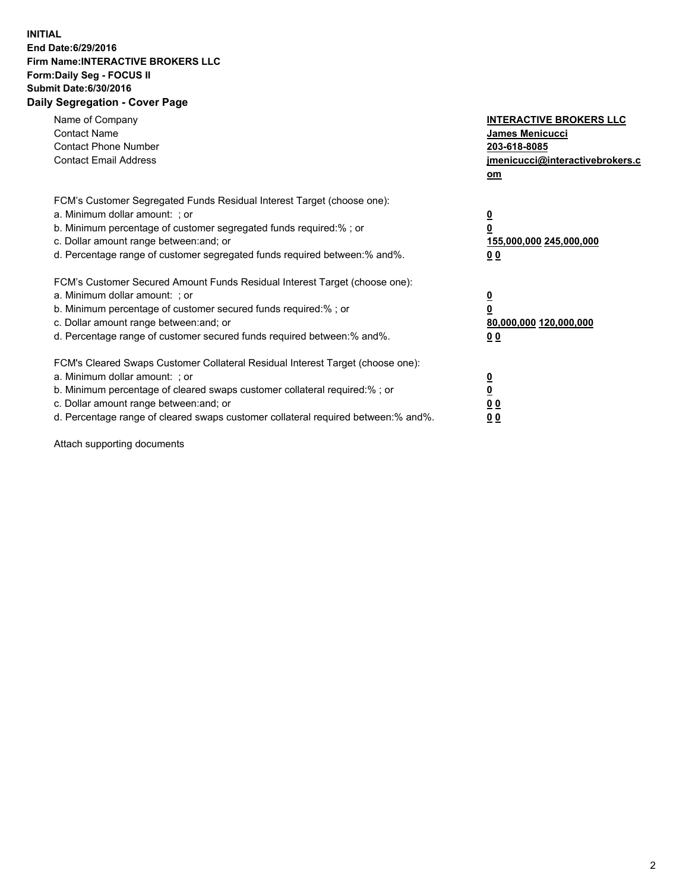**INITIAL**
**End Date:6/29/2016**
**Firm Name:INTERACTIVE BROKERS LLC**
**Form:Daily Seg - FOCUS II**
**Submit Date:6/30/2016**
**Daily Segregation - Cover Page**

| | |
|---|---|
| Name of Company | **INTERACTIVE BROKERS LLC** |
| Contact Name | **James Menicucci** |
| Contact Phone Number | **203-618-8085** |
| Contact Email Address | **jmenicucci@interactivebrokers.com** |

FCM's Customer Segregated Funds Residual Interest Target (choose one):

| | |
|---|---|
| a. Minimum dollar amount: ; or | **0** |
| b. Minimum percentage of customer segregated funds required:% ; or | **0** |
| c. Dollar amount range between:and; or | **155,000,000 245,000,000** |
| d. Percentage range of customer segregated funds required between:% and%. | **0 0** |

FCM's Customer Secured Amount Funds Residual Interest Target (choose one):

| | |
|---|---|
| a. Minimum dollar amount: ; or | **0** |
| b. Minimum percentage of customer secured funds required:% ; or | **0** |
| c. Dollar amount range between:and; or | **80,000,000 120,000,000** |
| d. Percentage range of customer secured funds required between:% and%. | **0 0** |

FCM's Cleared Swaps Customer Collateral Residual Interest Target (choose one):

| | |
|---|---|
| a. Minimum dollar amount: ; or | **0** |
| b. Minimum percentage of cleared swaps customer collateral required:% ; or | **0** |
| c. Dollar amount range between:and; or | **0 0** |
| d. Percentage range of cleared swaps customer collateral required between:% and%. | **0 0** |

Attach supporting documents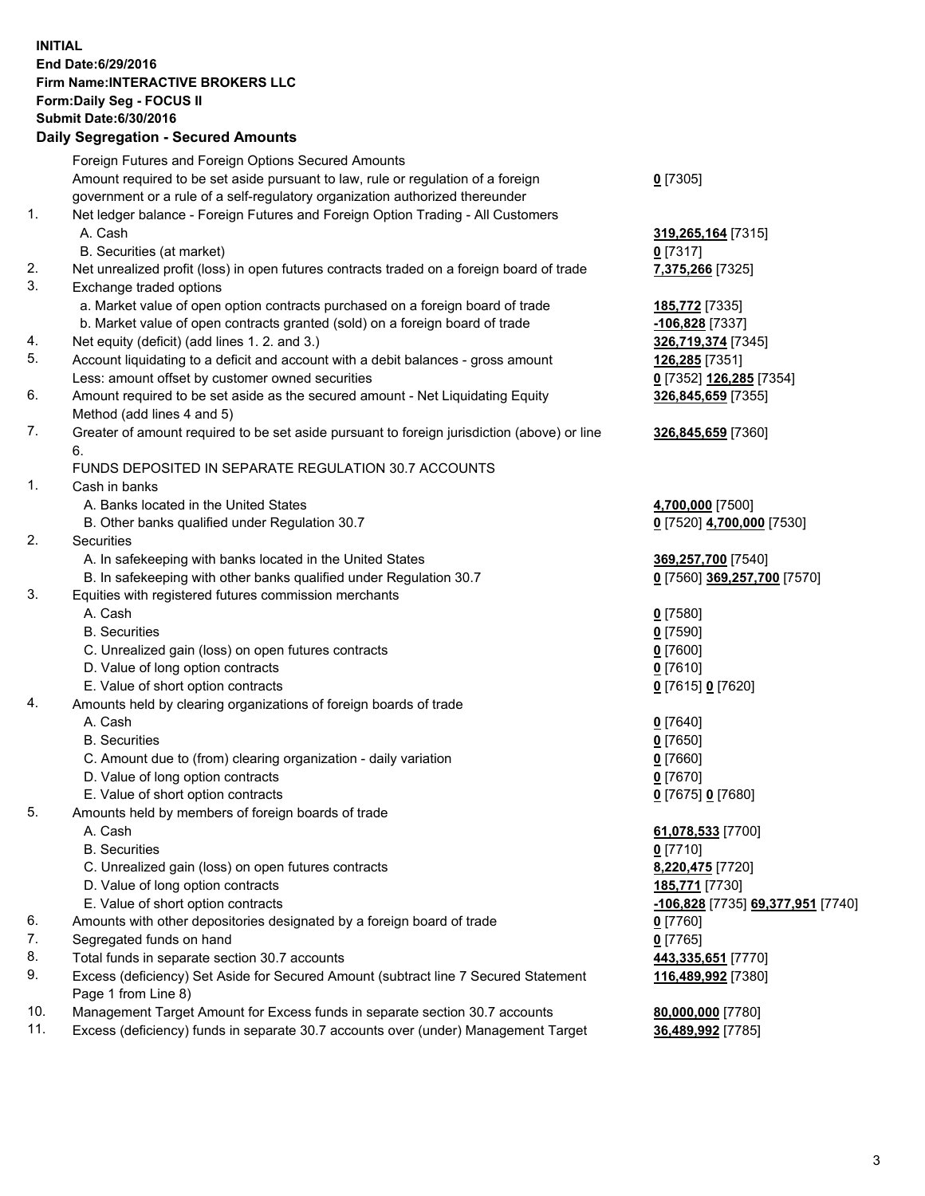**INITIAL**
**End Date:6/29/2016**
**Firm Name:INTERACTIVE BROKERS LLC**
**Form:Daily Seg - FOCUS II**
**Submit Date:6/30/2016**

## Daily Segregation - Secured Amounts

| | | |
|---|---|---|
| | Foreign Futures and Foreign Options Secured Amounts | |
| | Amount required to be set aside pursuant to law, rule or regulation of a foreign government or a rule of a self-regulatory organization authorized thereunder | **0** [7305] |
| 1. | Net ledger balance - Foreign Futures and Foreign Option Trading - All Customers | |
| | A. Cash | **319,265,164** [7315] |
| | B. Securities (at market) | **0** [7317] |
| 2. | Net unrealized profit (loss) in open futures contracts traded on a foreign board of trade | **7,375,266** [7325] |
| 3. | Exchange traded options | |
| | a. Market value of open option contracts purchased on a foreign board of trade | **185,772** [7335] |
| | b. Market value of open contracts granted (sold) on a foreign board of trade | **-106,828** [7337] |
| 4. | Net equity (deficit) (add lines 1. 2. and 3.) | **326,719,374** [7345] |
| 5. | Account liquidating to a deficit and account with a debit balances - gross amount | **126,285** [7351] |
| | Less: amount offset by customer owned securities | **0** [7352] **126,285** [7354] |
| 6. | Amount required to be set aside as the secured amount - Net Liquidating Equity Method (add lines 4 and 5) | **326,845,659** [7355] |
| 7. | Greater of amount required to be set aside pursuant to foreign jurisdiction (above) or line 6. | **326,845,659** [7360] |
| | FUNDS DEPOSITED IN SEPARATE REGULATION 30.7 ACCOUNTS | |
| 1. | Cash in banks | |
| | A. Banks located in the United States | **4,700,000** [7500] |
| | B. Other banks qualified under Regulation 30.7 | **0** [7520] **4,700,000** [7530] |
| 2. | Securities | |
| | A. In safekeeping with banks located in the United States | **369,257,700** [7540] |
| | B. In safekeeping with other banks qualified under Regulation 30.7 | **0** [7560] **369,257,700** [7570] |
| 3. | Equities with registered futures commission merchants | |
| | A. Cash | **0** [7580] |
| | B. Securities | **0** [7590] |
| | C. Unrealized gain (loss) on open futures contracts | **0** [7600] |
| | D. Value of long option contracts | **0** [7610] |
| | E. Value of short option contracts | **0** [7615] **0** [7620] |
| 4. | Amounts held by clearing organizations of foreign boards of trade | |
| | A. Cash | **0** [7640] |
| | B. Securities | **0** [7650] |
| | C. Amount due to (from) clearing organization - daily variation | **0** [7660] |
| | D. Value of long option contracts | **0** [7670] |
| | E. Value of short option contracts | **0** [7675] **0** [7680] |
| 5. | Amounts held by members of foreign boards of trade | |
| | A. Cash | **61,078,533** [7700] |
| | B. Securities | **0** [7710] |
| | C. Unrealized gain (loss) on open futures contracts | **8,220,475** [7720] |
| | D. Value of long option contracts | **185,771** [7730] |
| | E. Value of short option contracts | **-106,828** [7735] **69,377,951** [7740] |
| 6. | Amounts with other depositories designated by a foreign board of trade | **0** [7760] |
| 7. | Segregated funds on hand | **0** [7765] |
| 8. | Total funds in separate section 30.7 accounts | **443,335,651** [7770] |
| 9. | Excess (deficiency) Set Aside for Secured Amount (subtract line 7 Secured Statement Page 1 from Line 8) | **116,489,992** [7380] |
| 10. | Management Target Amount for Excess funds in separate section 30.7 accounts | **80,000,000** [7780] |
| 11. | Excess (deficiency) funds in separate 30.7 accounts over (under) Management Target | **36,489,992** [7785] |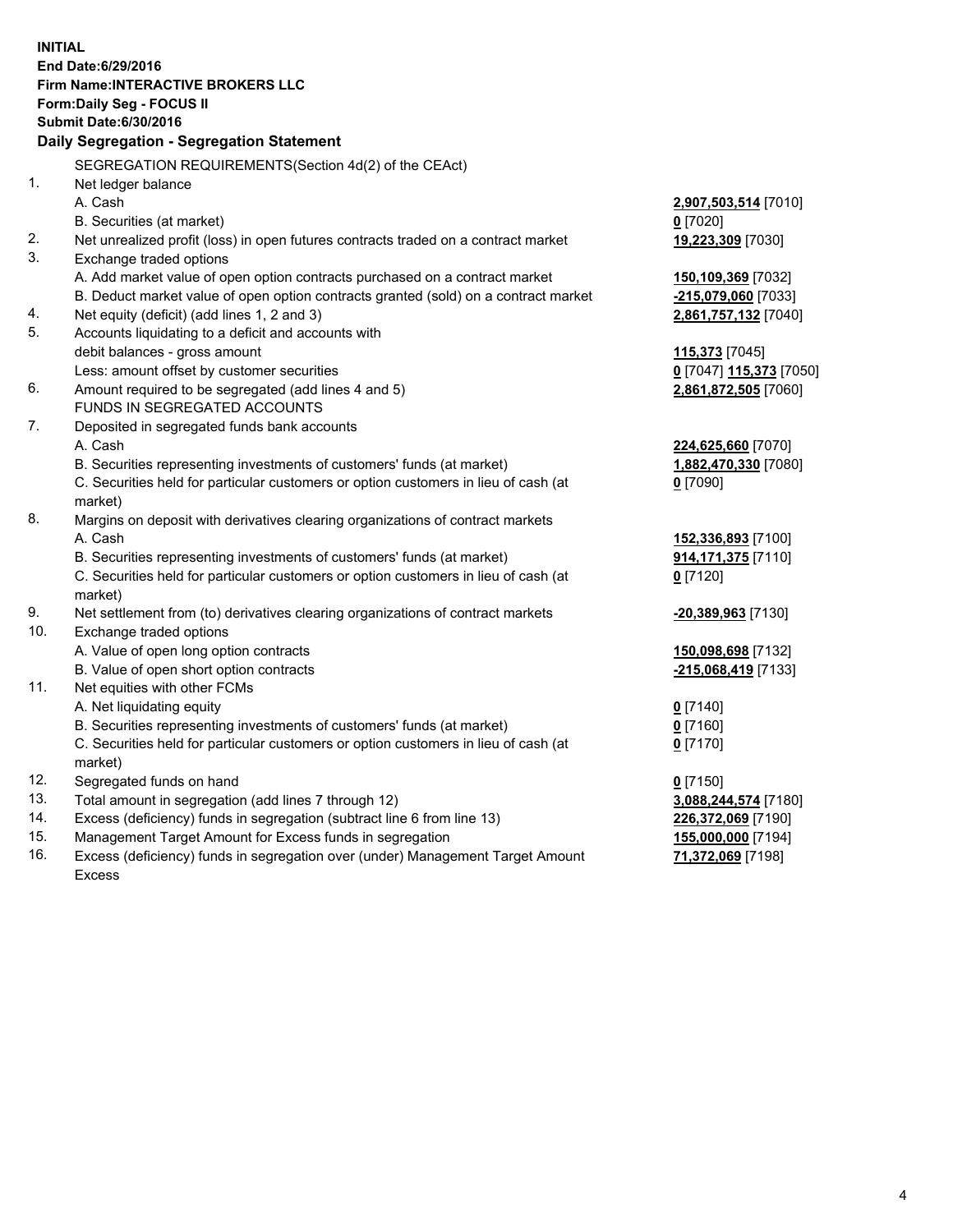**INITIAL**
**End Date:6/29/2016**
**Firm Name:INTERACTIVE BROKERS LLC**
**Form:Daily Seg - FOCUS II**
**Submit Date:6/30/2016**

## Daily Segregation - Segregation Statement

SEGREGATION REQUIREMENTS(Section 4d(2) of the CEAct)

| | | |
|---|---|---|
| 1. | Net ledger balance | |
| | A. Cash | **2,907,503,514** [7010] |
| | B. Securities (at market) | **0** [7020] |
| 2. | Net unrealized profit (loss) in open futures contracts traded on a contract market | **19,223,309** [7030] |
| 3. | Exchange traded options | |
| | A. Add market value of open option contracts purchased on a contract market | **150,109,369** [7032] |
| | B. Deduct market value of open option contracts granted (sold) on a contract market | **-215,079,060** [7033] |
| 4. | Net equity (deficit) (add lines 1, 2 and 3) | **2,861,757,132** [7040] |
| 5. | Accounts liquidating to a deficit and accounts with debit balances - gross amount | **115,373** [7045] |
| | Less: amount offset by customer securities | **0** [7047] **115,373** [7050] |
| 6. | Amount required to be segregated (add lines 4 and 5) | **2,861,872,505** [7060] |
| | FUNDS IN SEGREGATED ACCOUNTS | |
| 7. | Deposited in segregated funds bank accounts | |
| | A. Cash | **224,625,660** [7070] |
| | B. Securities representing investments of customers' funds (at market) | **1,882,470,330** [7080] |
| | C. Securities held for particular customers or option customers in lieu of cash (at market) | **0** [7090] |
| 8. | Margins on deposit with derivatives clearing organizations of contract markets | |
| | A. Cash | **152,336,893** [7100] |
| | B. Securities representing investments of customers' funds (at market) | **914,171,375** [7110] |
| | C. Securities held for particular customers or option customers in lieu of cash (at market) | **0** [7120] |
| 9. | Net settlement from (to) derivatives clearing organizations of contract markets | **-20,389,963** [7130] |
| 10. | Exchange traded options | |
| | A. Value of open long option contracts | **150,098,698** [7132] |
| | B. Value of open short option contracts | **-215,068,419** [7133] |
| 11. | Net equities with other FCMs | |
| | A. Net liquidating equity | **0** [7140] |
| | B. Securities representing investments of customers' funds (at market) | **0** [7160] |
| | C. Securities held for particular customers or option customers in lieu of cash (at market) | **0** [7170] |
| 12. | Segregated funds on hand | **0** [7150] |
| 13. | Total amount in segregation (add lines 7 through 12) | **3,088,244,574** [7180] |
| 14. | Excess (deficiency) funds in segregation (subtract line 6 from line 13) | **226,372,069** [7190] |
| 15. | Management Target Amount for Excess funds in segregation | **155,000,000** [7194] |
| 16. | Excess (deficiency) funds in segregation over (under) Management Target Amount Excess | **71,372,069** [7198] |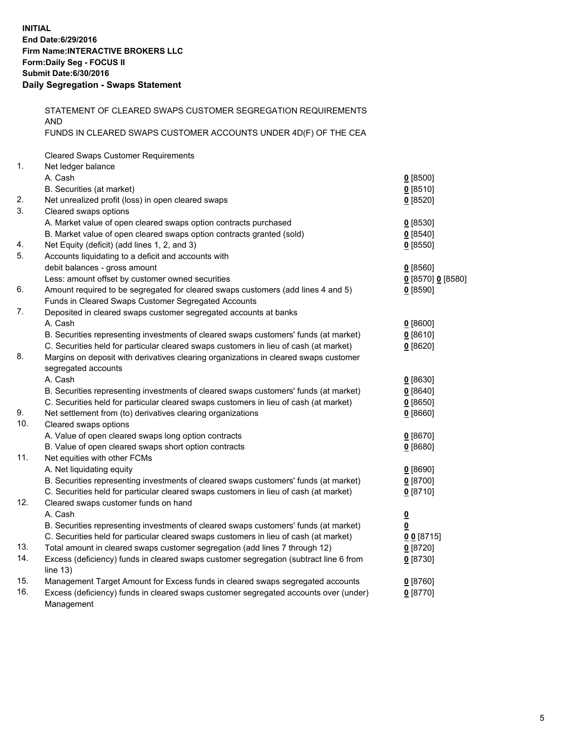**INITIAL**
**End Date:6/29/2016**
**Firm Name:INTERACTIVE BROKERS LLC**
**Form:Daily Seg - FOCUS II**
**Submit Date:6/30/2016**
**Daily Segregation - Swaps Statement**

STATEMENT OF CLEARED SWAPS CUSTOMER SEGREGATION REQUIREMENTS AND FUNDS IN CLEARED SWAPS CUSTOMER ACCOUNTS UNDER 4D(F) OF THE CEA

| | | |
|---|---|---|
| | Cleared Swaps Customer Requirements | |
| 1. | Net ledger balance | |
| | A. Cash | 0 [8500] |
| | B. Securities (at market) | 0 [8510] |
| 2. | Net unrealized profit (loss) in open cleared swaps | 0 [8520] |
| 3. | Cleared swaps options | |
| | A. Market value of open cleared swaps option contracts purchased | 0 [8530] |
| | B. Market value of open cleared swaps option contracts granted (sold) | 0 [8540] |
| 4. | Net Equity (deficit) (add lines 1, 2, and 3) | 0 [8550] |
| 5. | Accounts liquidating to a deficit and accounts with debit balances - gross amount | 0 [8560] |
| | Less: amount offset by customer owned securities | 0 [8570] 0 [8580] |
| 6. | Amount required to be segregated for cleared swaps customers (add lines 4 and 5) | 0 [8590] |
| | Funds in Cleared Swaps Customer Segregated Accounts | |
| 7. | Deposited in cleared swaps customer segregated accounts at banks | |
| | A. Cash | 0 [8600] |
| | B. Securities representing investments of cleared swaps customers' funds (at market) | 0 [8610] |
| | C. Securities held for particular cleared swaps customers in lieu of cash (at market) | 0 [8620] |
| 8. | Margins on deposit with derivatives clearing organizations in cleared swaps customer segregated accounts | |
| | A. Cash | 0 [8630] |
| | B. Securities representing investments of cleared swaps customers' funds (at market) | 0 [8640] |
| | C. Securities held for particular cleared swaps customers in lieu of cash (at market) | 0 [8650] |
| 9. | Net settlement from (to) derivatives clearing organizations | 0 [8660] |
| 10. | Cleared swaps options | |
| | A. Value of open cleared swaps long option contracts | 0 [8670] |
| | B. Value of open cleared swaps short option contracts | 0 [8680] |
| 11. | Net equities with other FCMs | |
| | A. Net liquidating equity | 0 [8690] |
| | B. Securities representing investments of cleared swaps customers' funds (at market) | 0 [8700] |
| | C. Securities held for particular cleared swaps customers in lieu of cash (at market) | 0 [8710] |
| 12. | Cleared swaps customer funds on hand | |
| | A. Cash | 0 |
| | B. Securities representing investments of cleared swaps customers' funds (at market) | 0 |
| | C. Securities held for particular cleared swaps customers in lieu of cash (at market) | 0 0 [8715] |
| 13. | Total amount in cleared swaps customer segregation (add lines 7 through 12) | 0 [8720] |
| 14. | Excess (deficiency) funds in cleared swaps customer segregation (subtract line 6 from line 13) | 0 [8730] |
| 15. | Management Target Amount for Excess funds in cleared swaps segregated accounts | 0 [8760] |
| 16. | Excess (deficiency) funds in cleared swaps customer segregated accounts over (under) Management | 0 [8770] |